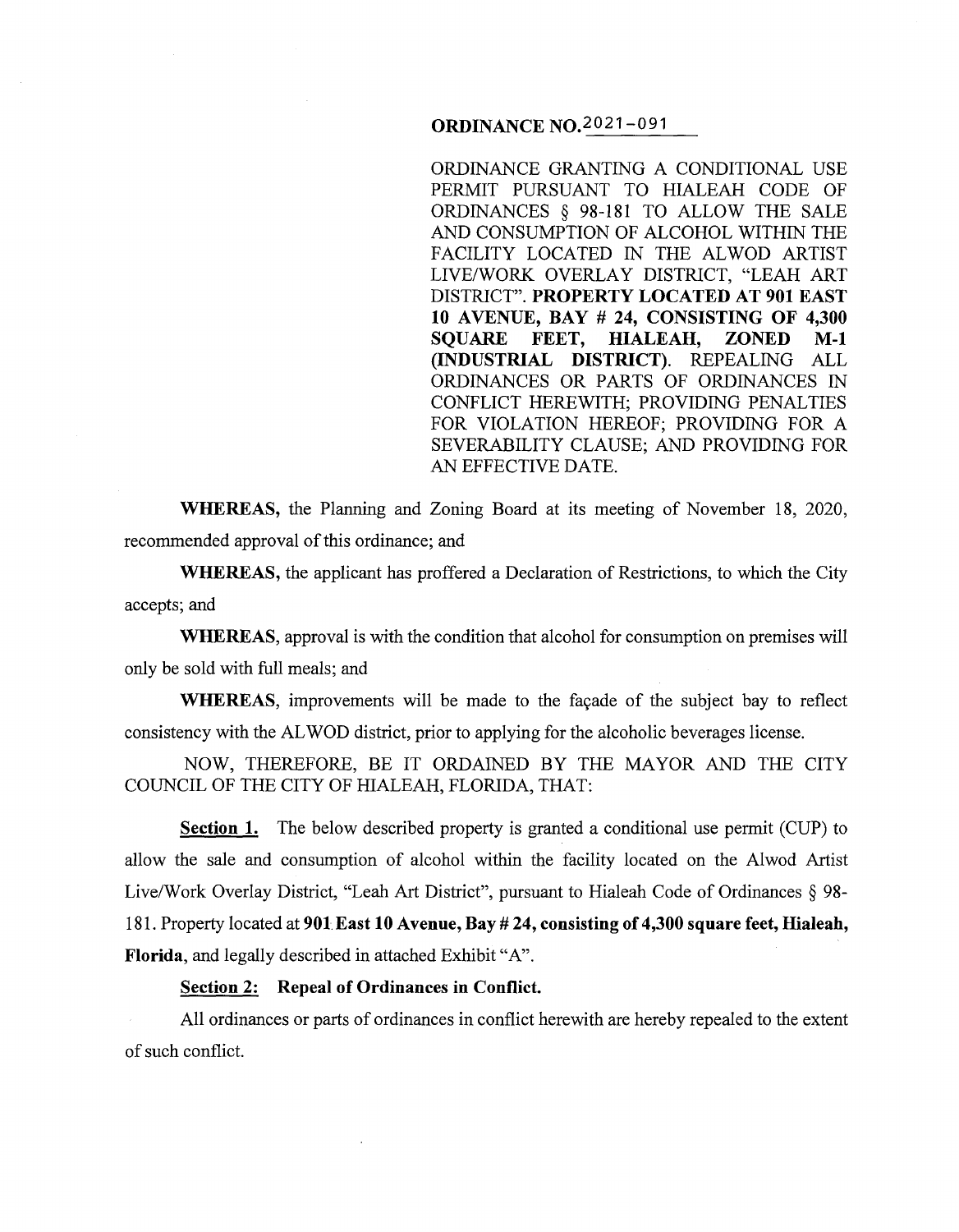# ORDINANCE NO. 2021-091

ORDINANCE GRANTING A CONDITIONAL USE PERMIT PURSUANT TO HIALEAH CODE OF ORDINANCES § 98-181 TO ALLOW THE SALE AND CONSUMPTION OF ALCOHOL WITHIN THE FACILITY LOCATED IN THE ALWOD ARTIST LIVE/WORK OVERLAY DISTRICT, "LEAH ART DISTRICT". **PROPERTY LOCATED AT 901 EAST 10 AVENUE, BAY # 24, CONSISTING OF 4,300 SQUARE FEET, HIALEAH, ZONED M-1 (INDUSTRIAL DISTRICT).** REPEALING ALL ORDINANCES OR PARTS OF ORDINANCES IN CONFLICT HEREWITH; PROVIDING PENALTIES FOR VIOLATION HEREOF; PROVIDING FOR A SEVERABILITY CLAUSE; AND PROVIDING FOR AN EFFECTIVE DATE.

**WHEREAS,** the Planning and Zoning Board at its meeting of November 18, 2020, recommended approval of this ordinance; and

**WHEREAS,** the applicant has proffered a Declaration of Restrictions, to which the City accepts; and

**WHEREAS**, approval is with the condition that alcohol for consumption on premises will only be sold with full meals; and

**WHEREAS**, improvements will be made to the façade of the subject bay to reflect consistency with the ALWOD district, prior to applying for the alcoholic beverages license.

NOW, THEREFORE, BE IT ORDAINED BY THE MAYOR AND THE CITY COUNCIL OF THE CITY OF HIALEAH, FLORIDA, THAT:

**Section 1.** The below described property is granted a conditional use permit (CUP) to allow the sale and consumption of alcohol within the facility located on the Alwod Artist Live/Work Overlay District, "Leah Art District", pursuant to Hialeah Code of Ordinances § 98-181. Property located at **901 East 10 Avenue, Bay # 24, consisting of 4,300 square feet, Hialeah, Florida**, and legally described in attached Exhibit "A".

**Section 2: Repeal of Ordinances in Conflict.**

All ordinances or parts of ordinances in conflict herewith are hereby repealed to the extent of such conflict.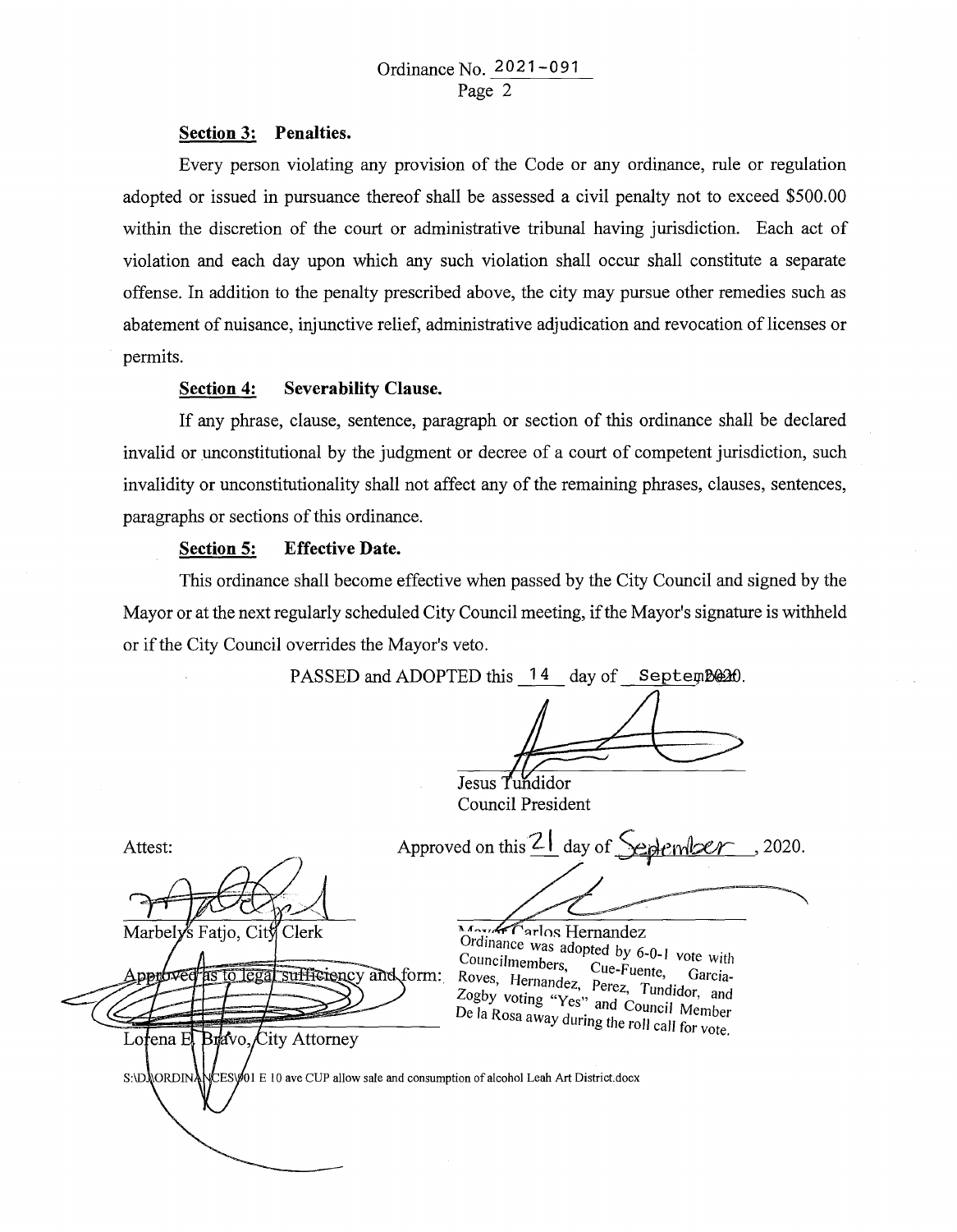Ordinance No. 2021-091

**Section 3: Penalties.**

Every person violating any provision of the Code or any ordinance, rule or regulation adopted or issued in pursuance thereof shall be assessed a civil penalty not to exceed $500.00 within the discretion of the court or administrative tribunal having jurisdiction. Each act of violation and each day upon which any such violation shall occur shall constitute a separate offense. In addition to the penalty prescribed above, the city may pursue other remedies such as abatement of nuisance, injunctive relief, administrative adjudication and revocation of licenses or permits.

**Section 4: Severability Clause.**

If any phrase, clause, sentence, paragraph or section of this ordinance shall be declared invalid or unconstitutional by the judgment or decree of a court of competent jurisdiction, such invalidity or unconstitutionality shall not affect any of the remaining phrases, clauses, sentences, paragraphs or sections of this ordinance.

**Section 5: Effective Date.**

This ordinance shall become effective when passed by the City Council and signed by the Mayor or at the next regularly scheduled City Council meeting, if the Mayor's signature is withheld or if the City Council overrides the Mayor's veto.

PASSED and ADOPTED this 14 day of September 2020.

Jesus Tundidor
Council President

Attest:

Marbelys Fatjo, City Clerk

Approved as to legal sufficiency and form:

Lorena E. Bravo, City Attorney

Approved on this 21 day of September, 2020.

Mayor Carlos Hernandez

Ordinance was adopted by 6-0-1 vote with Councilmembers, Cue-Fuente, Garcia-Roves, Hernandez, Perez, Tundidor, and Zogby voting "Yes" and Council Member De la Rosa away during the roll call for vote.

S:\DJ\ORDINANCES\901 E 10 ave CUP allow sale and consumption of alcohol Leah Art District.docx